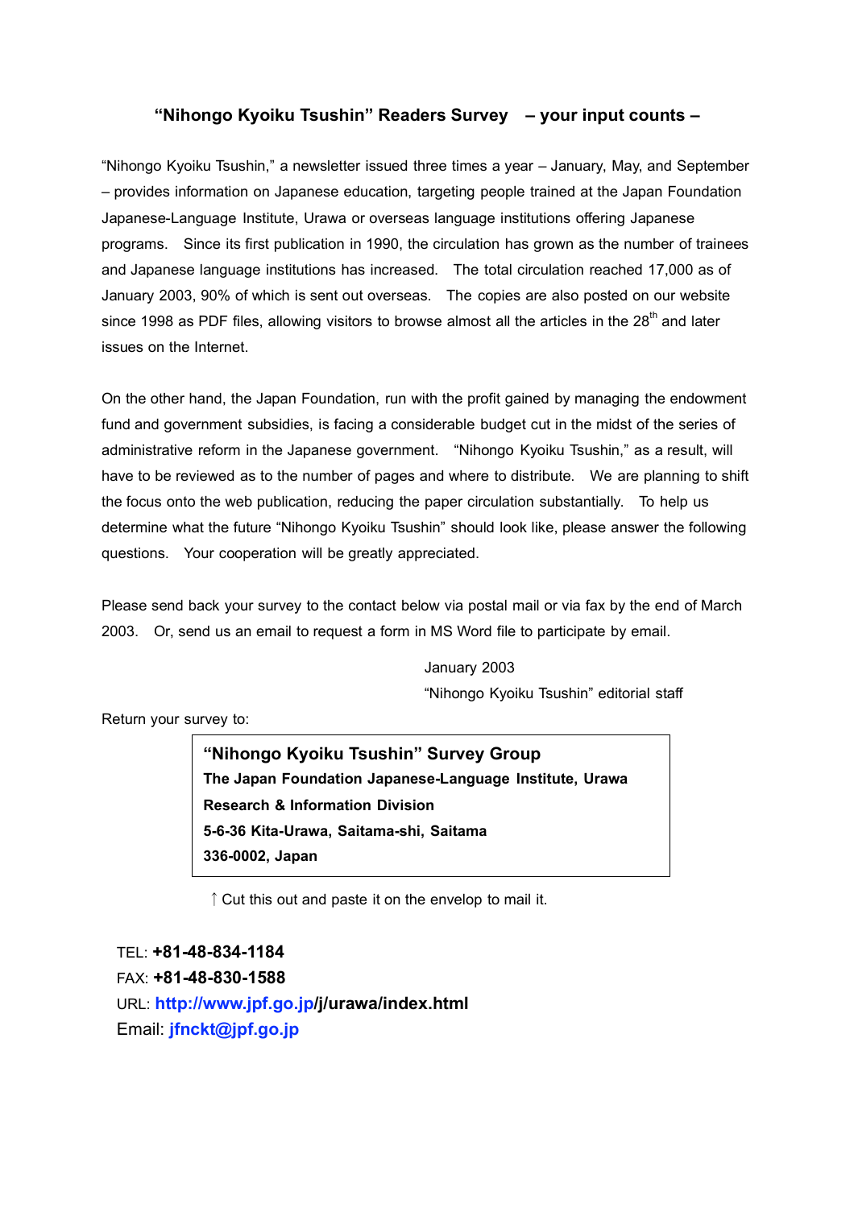## "Nihongo Kyoiku Tsushin" Readers Survey – your input counts –

"Nihongo Kyoiku Tsushin," a newsletter issued three times a year – January, May, and September – provides information on Japanese education, targeting people trained at the Japan Foundation Japanese-Language Institute, Urawa or overseas language institutions offering Japanese programs. Since its first publication in 1990, the circulation has grown as the number of trainees and Japanese language institutions has increased. The total circulation reached 17,000 as of January 2003, 90% of which is sent out overseas. The copies are also posted on our website since 1998 as PDF files, allowing visitors to browse almost all the articles in the 28th and later issues on the Internet.

On the other hand, the Japan Foundation, run with the profit gained by managing the endowment fund and government subsidies, is facing a considerable budget cut in the midst of the series of administrative reform in the Japanese government. "Nihongo Kyoiku Tsushin," as a result, will have to be reviewed as to the number of pages and where to distribute. We are planning to shift the focus onto the web publication, reducing the paper circulation substantially. To help us determine what the future "Nihongo Kyoiku Tsushin" should look like, please answer the following questions. Your cooperation will be greatly appreciated.

Please send back your survey to the contact below via postal mail or via fax by the end of March 2003. Or, send us an email to request a form in MS Word file to participate by email.

January 2003
"Nihongo Kyoiku Tsushin" editorial staff

Return your survey to:

**"Nihongo Kyoiku Tsushin" Survey Group**
**The Japan Foundation Japanese-Language Institute, Urawa**
**Research & Information Division**
**5-6-36 Kita-Urawa, Saitama-shi, Saitama**
**336-0002, Japan**

↑ Cut this out and paste it on the envelop to mail it.

TEL: **+81-48-834-1184**
FAX: **+81-48-830-1588**
URL: **http://www.jpf.go.jp/j/urawa/index.html**
Email: **jfnckt@jpf.go.jp**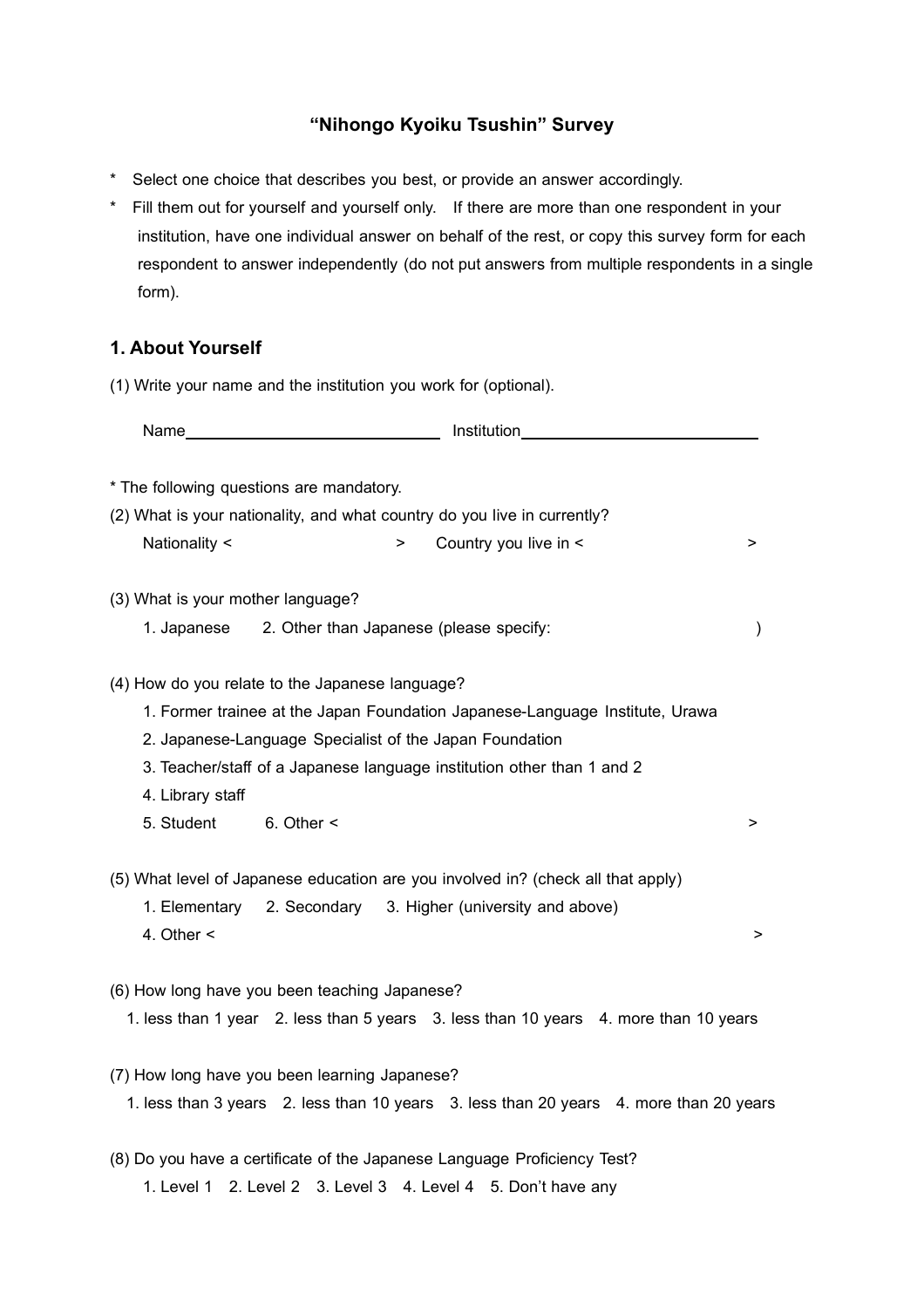# "Nihongo Kyoiku Tsushin" Survey

* Select one choice that describes you best, or provide an answer accordingly.
* Fill them out for yourself and yourself only. If there are more than one respondent in your institution, have one individual answer on behalf of the rest, or copy this survey form for each respondent to answer independently (do not put answers from multiple respondents in a single form).

## 1. About Yourself

(1) Write your name and the institution you work for (optional).

Name\_\_\_\_\_\_\_\_\_\_\_\_\_\_\_\_\_\_\_\_\_\_\_\_\_\_\_\_\_ Institution\_\_\_\_\_\_\_\_\_\_\_\_\_\_\_\_\_\_\_\_\_\_\_\_\_\_\_\_

* The following questions are mandatory.

(2) What is your nationality, and what country do you live in currently?

Nationality < > Country you live in < >

(3) What is your mother language?

1. Japanese 2. Other than Japanese (please specify: )

(4) How do you relate to the Japanese language?

1. Former trainee at the Japan Foundation Japanese-Language Institute, Urawa
2. Japanese-Language Specialist of the Japan Foundation
3. Teacher/staff of a Japanese language institution other than 1 and 2
4. Library staff
5. Student 6. Other < >

(5) What level of Japanese education are you involved in? (check all that apply)

1. Elementary 2. Secondary 3. Higher (university and above)
4. Other < >

(6) How long have you been teaching Japanese?

1. less than 1 year 2. less than 5 years 3. less than 10 years 4. more than 10 years

(7) How long have you been learning Japanese?

1. less than 3 years 2. less than 10 years 3. less than 20 years 4. more than 20 years

(8) Do you have a certificate of the Japanese Language Proficiency Test?

1. Level 1 2. Level 2 3. Level 3 4. Level 4 5. Don't have any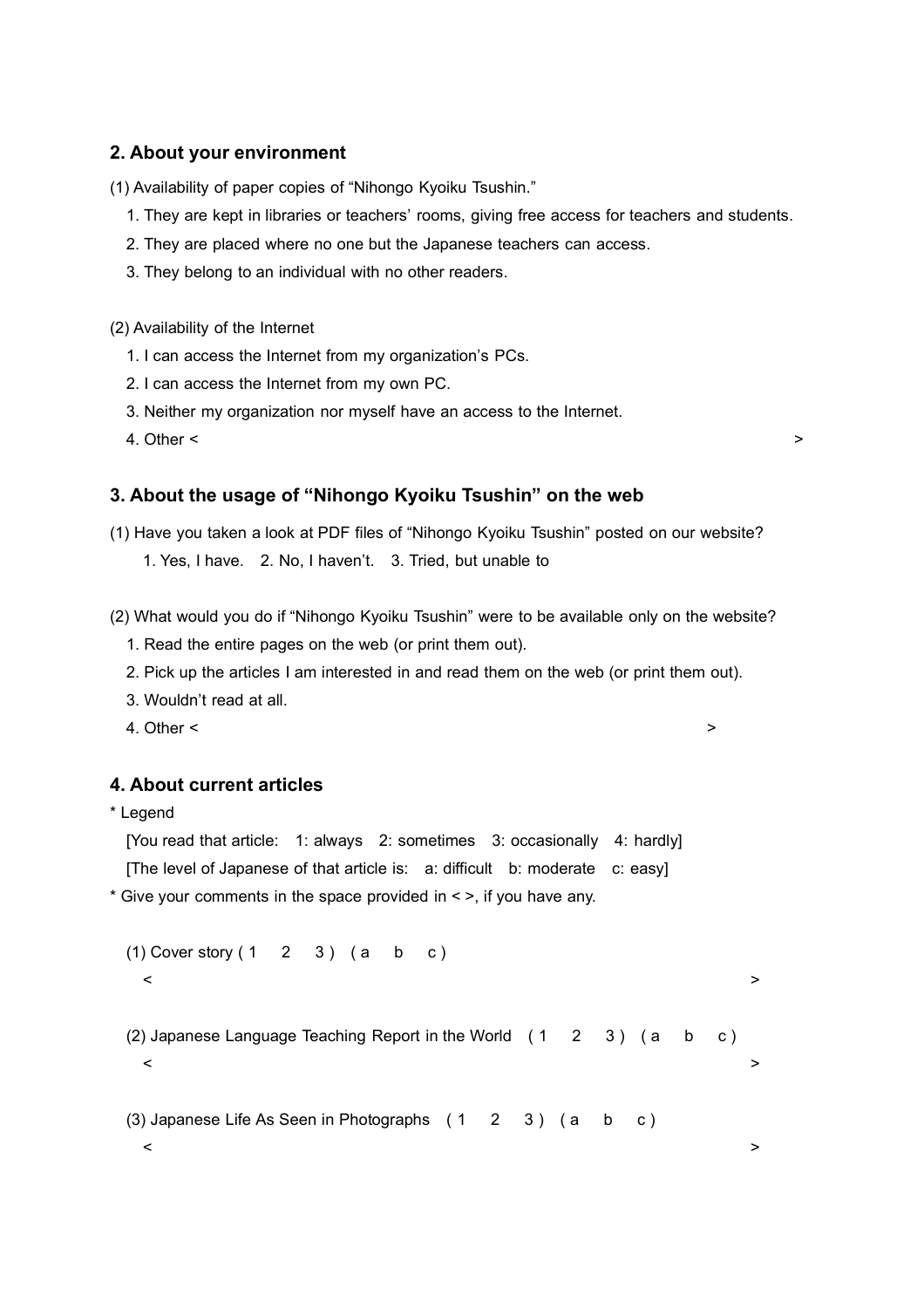## 2. About your environment

(1) Availability of paper copies of "Nihongo Kyoiku Tsushin."

1. They are kept in libraries or teachers' rooms, giving free access for teachers and students.
2. They are placed where no one but the Japanese teachers can access.
3. They belong to an individual with no other readers.

(2) Availability of the Internet

1. I can access the Internet from my organization's PCs.
2. I can access the Internet from my own PC.
3. Neither my organization nor myself have an access to the Internet.
4. Other < >

## 3. About the usage of "Nihongo Kyoiku Tsushin" on the web

(1) Have you taken a look at PDF files of "Nihongo Kyoiku Tsushin" posted on our website?

1. Yes, I have. 2. No, I haven't. 3. Tried, but unable to

(2) What would you do if "Nihongo Kyoiku Tsushin" were to be available only on the website?

1. Read the entire pages on the web (or print them out).
2. Pick up the articles I am interested in and read them on the web (or print them out).
3. Wouldn't read at all.
4. Other < >

## 4. About current articles

* Legend

[You read that article: 1: always 2: sometimes 3: occasionally 4: hardly]

[The level of Japanese of that article is: a: difficult b: moderate c: easy]

* Give your comments in the space provided in < >, if you have any.

(1) Cover story ( 1 2 3 ) ( a b c )

< >

(2) Japanese Language Teaching Report in the World ( 1 2 3 ) ( a b c )

< >

(3) Japanese Life As Seen in Photographs ( 1 2 3 ) ( a b c )

< >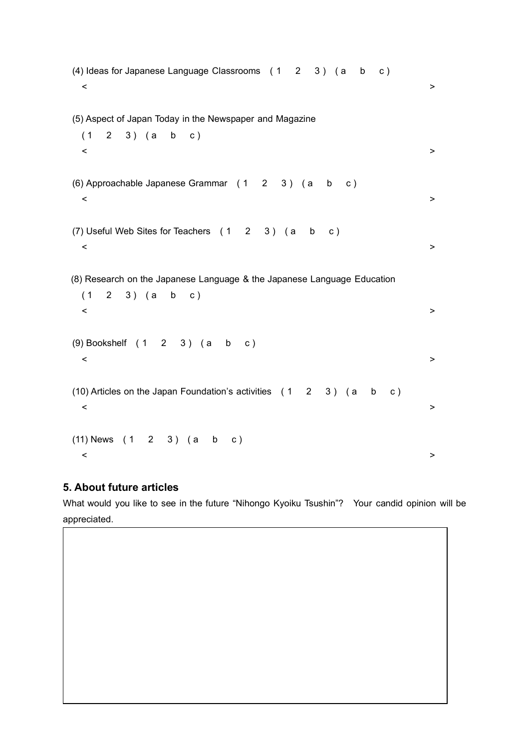(4) Ideas for Japanese Language Classrooms ( 1 2 3 ) ( a b c )

< >

(5) Aspect of Japan Today in the Newspaper and Magazine

( 1 2 3 ) ( a b c )

< >

(6) Approachable Japanese Grammar ( 1 2 3 ) ( a b c )

< >

(7) Useful Web Sites for Teachers ( 1 2 3 ) ( a b c )

< >

(8) Research on the Japanese Language & the Japanese Language Education

( 1 2 3 ) ( a b c )

< >

(9) Bookshelf ( 1 2 3 ) ( a b c )

< >

(10) Articles on the Japan Foundation's activities ( 1 2 3 ) ( a b c )

< >

(11) News ( 1 2 3 ) ( a b c )

< >

### 5. About future articles

What would you like to see in the future "Nihongo Kyoiku Tsushin"? Your candid opinion will be appreciated.